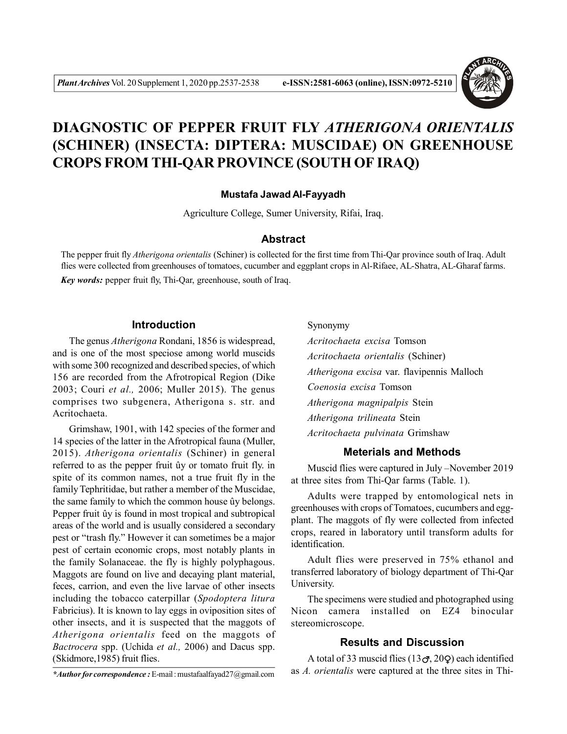# DIAGNOSTIC OF PEPPER FRUIT FLY *ATHERIGONA ORIENTALIS* (SCHINER) (INSECTA: DIPTERA: MUSCIDAE) ON GREENHOUSE CROPS FROM THI-QAR PROVINCE (SOUTH OF IRAQ)

**Mustafa Jawad Al-Fayyadh**

Agriculture College, Sumer University, Rifai, Iraq.

## Abstract

The pepper fruit fly *Atherigona orientalis* (Schiner) is collected for the first time from Thi-Qar province south of Iraq. Adult flies were collected from greenhouses of tomatoes, cucumber and eggplant crops in Al-Rifaee, AL-Shatra, AL-Gharaf farms.

***Key words:*** pepper fruit fly, Thi-Qar, greenhouse, south of Iraq.

## Introduction

The genus *Atherigona* Rondani, 1856 is widespread, and is one of the most speciose among world muscids with some 300 recognized and described species, of which 156 are recorded from the Afrotropical Region (Dike 2003; Couri *et al.,* 2006; Muller 2015). The genus comprises two subgenera, Atherigona s. str. and Acritochaeta.

Grimshaw, 1901, with 142 species of the former and 14 species of the latter in the Afrotropical fauna (Muller, 2015). *Atherigona orientalis* (Schiner) in general referred to as the pepper fruit ûy or tomato fruit fly. in spite of its common names, not a true fruit fly in the family Tephritidae, but rather a member of the Muscidae, the same family to which the common house ûy belongs. Pepper fruit ûy is found in most tropical and subtropical areas of the world and is usually considered a secondary pest or "trash fly." However it can sometimes be a major pest of certain economic crops, most notably plants in the family Solanaceae. the fly is highly polyphagous. Maggots are found on live and decaying plant material, feces, carrion, and even the live larvae of other insects including the tobacco caterpillar (*Spodoptera litura* Fabricius). It is known to lay eggs in oviposition sites of other insects, and it is suspected that the maggots of *Atherigona orientalis* feed on the maggots of *Bactrocera* spp. (Uchida *et al.,* 2006) and Dacus spp. (Skidmore,1985) fruit flies.

Synonymy

*Acritochaeta excisa* Tomson

*Acritochaeta orientalis* (Schiner)

*Atherigona excisa* var. flavipennis Malloch

*Coenosia excisa* Tomson

*Atherigona magnipalpis* Stein

*Atherigona trilineata* Stein

*Acritochaeta pulvinata* Grimshaw

## Meterials and Methods

Muscid flies were captured in July –November 2019 at three sites from Thi-Qar farms (Table. 1).

Adults were trapped by entomological nets in greenhouses with crops of Tomatoes, cucumbers and egg-plant. The maggots of fly were collected from infected crops, reared in laboratory until transform adults for identification.

Adult flies were preserved in 75% ethanol and transferred laboratory of biology department of Thi-Qar University.

The specimens were studied and photographed using Nicon camera installed on EZ4 binocular stereomicroscope.

## Results and Discussion

A total of 33 muscid flies (13♂, 20♀) each identified as *A. orientalis* were captured at the three sites in Thi-

***Author for correspondence :** E-mail : mustafaalfayad27@gmail.com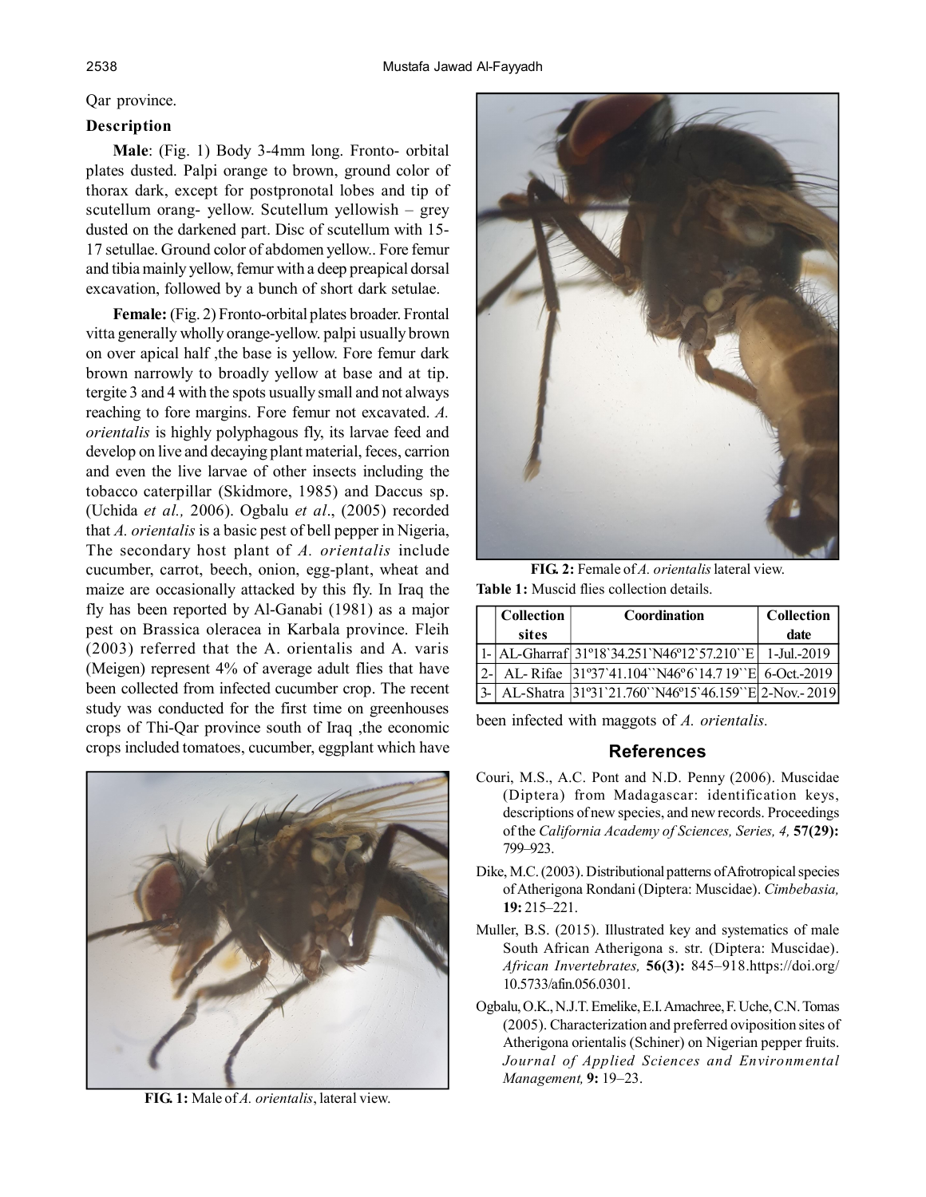Qar province.

## Description

**Male**: (Fig. 1) Body 3-4mm long. Fronto- orbital plates dusted. Palpi orange to brown, ground color of thorax dark, except for postpronotal lobes and tip of scutellum orang- yellow. Scutellum yellowish – grey dusted on the darkened part. Disc of scutellum with 15-17 setullae. Ground color of abdomen yellow.. Fore femur and tibia mainly yellow, femur with a deep preapical dorsal excavation, followed by a bunch of short dark setulae.

**Female:** (Fig. 2) Fronto-orbital plates broader. Frontal vitta generally wholly orange-yellow. palpi usually brown on over apical half ,the base is yellow. Fore femur dark brown narrowly to broadly yellow at base and at tip. tergite 3 and 4 with the spots usually small and not always reaching to fore margins. Fore femur not excavated. *A. orientalis* is highly polyphagous fly, its larvae feed and develop on live and decaying plant material, feces, carrion and even the live larvae of other insects including the tobacco caterpillar (Skidmore, 1985) and Daccus sp. (Uchida *et al.,* 2006). Ogbalu *et al*., (2005) recorded that *A. orientalis* is a basic pest of bell pepper in Nigeria, The secondary host plant of *A. orientalis* include cucumber, carrot, beech, onion, egg-plant, wheat and maize are occasionally attacked by this fly. In Iraq the fly has been reported by Al-Ganabi (1981) as a major pest on Brassica oleracea in Karbala province. Fleih (2003) referred that the A. orientalis and A. varis (Meigen) represent 4% of average adult flies that have been collected from infected cucumber crop. The recent study was conducted for the first time on greenhouses crops of Thi-Qar province south of Iraq ,the economic crops included tomatoes, cucumber, eggplant which have been infected with maggots of *A. orientalis.*

**FIG. 1:** Male of *A. orientalis*, lateral view.

**FIG. 2:** Female of *A. orientalis* lateral view.

**Table 1:** Muscid flies collection details.

| | Collection sites | Coordination | Collection date |
|---|---|---|---|
| 1- | AL-Gharraf | 31º18`34.251`N46º12`57.210``E | 1-Jul.-2019 |
| 2- | AL- Rifae | 31º37`41.104``N46º6`14.7 19``E | 6-Oct.-2019 |
| 3- | AL-Shatra | 31º31`21.760``N46º15`46.159``E | 2-Nov.- 2019 |

## References

Couri, M.S., A.C. Pont and N.D. Penny (2006). Muscidae (Diptera) from Madagascar: identification keys, descriptions of new species, and new records. Proceedings of the *California Academy of Sciences, Series, 4,* **57(29):** 799–923.

Dike, M.C. (2003). Distributional patterns of Afrotropical species of Atherigona Rondani (Diptera: Muscidae). *Cimbebasia,* **19:** 215–221.

Muller, B.S. (2015). Illustrated key and systematics of male South African Atherigona s. str. (Diptera: Muscidae). *African Invertebrates,* **56(3):** 845–918.https://doi.org/10.5733/afin.056.0301.

Ogbalu, O.K., N.J.T. Emelike, E.I. Amachree, F. Uche, C.N. Tomas (2005). Characterization and preferred oviposition sites of Atherigona orientalis (Schiner) on Nigerian pepper fruits. *Journal of Applied Sciences and Environmental Management,* **9:** 19–23.